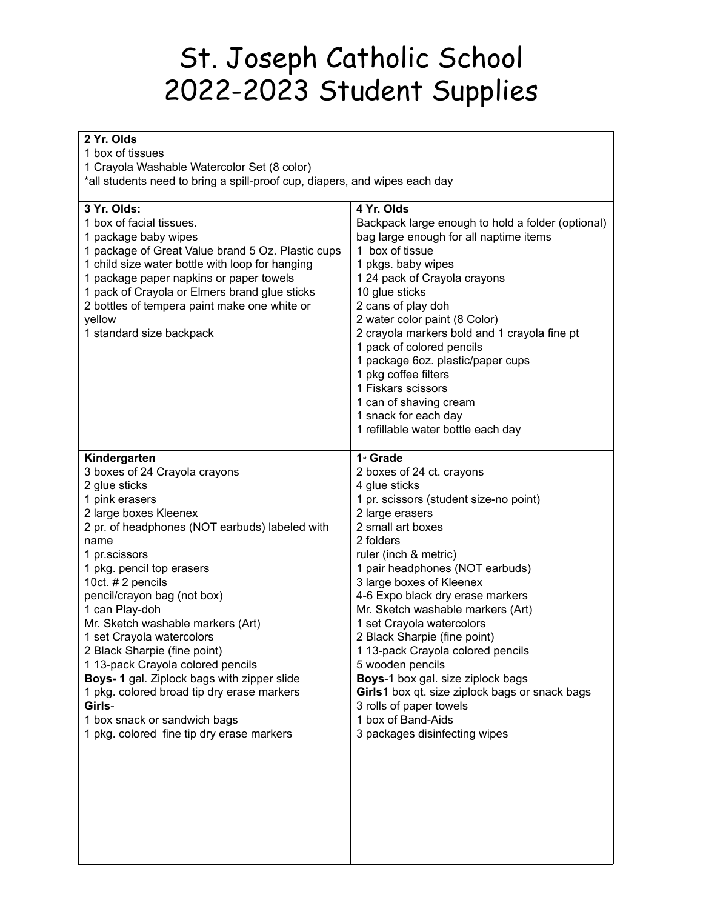# St. Joseph Catholic School
# 2022-2023 Student Supplies

**2 Yr. Olds**

1 box of tissues
1 Crayola Washable Watercolor Set (8 color)
*all students need to bring a spill-proof cup, diapers, and wipes each day

**3 Yr. Olds:**

1 box of facial tissues.
1 package baby wipes
1 package of Great Value brand 5 Oz. Plastic cups
1 child size water bottle with loop for hanging
1 package paper napkins or paper towels
1 pack of Crayola or Elmers brand glue sticks
2 bottles of tempera paint make one white or yellow
1 standard size backpack

**4 Yr. Olds**

Backpack large enough to hold a folder (optional)
bag large enough for all naptime items
1 box of tissue
1 pkgs. baby wipes
1 24 pack of Crayola crayons
10 glue sticks
2 cans of play doh
2 water color paint (8 Color)
2 crayola markers bold and 1 crayola fine pt
1 pack of colored pencils
1 package 6oz. plastic/paper cups
1 pkg coffee filters
1 Fiskars scissors
1 can of shaving cream
1 snack for each day
1 refillable water bottle each day

**Kindergarten**

3 boxes of 24 Crayola crayons
2 glue sticks
1 pink erasers
2 large boxes Kleenex
2 pr. of headphones (NOT earbuds) labeled with name
1 pr.scissors
1 pkg. pencil top erasers
10ct. # 2 pencils
pencil/crayon bag (not box)
1 can Play-doh
Mr. Sketch washable markers (Art)
1 set Crayola watercolors
2 Black Sharpie (fine point)
1 13-pack Crayola colored pencils
**Boys- 1** gal. Ziplock bags with zipper slide
1 pkg. colored broad tip dry erase markers
**Girls**-
1 box snack or sandwich bags
1 pkg. colored fine tip dry erase markers

**1st Grade**

2 boxes of 24 ct. crayons
4 glue sticks
1 pr. scissors (student size-no point)
2 large erasers
2 small art boxes
2 folders
ruler (inch & metric)
1 pair headphones (NOT earbuds)
3 large boxes of Kleenex
4-6 Expo black dry erase markers
Mr. Sketch washable markers (Art)
1 set Crayola watercolors
2 Black Sharpie (fine point)
1 13-pack Crayola colored pencils
5 wooden pencils
**Boys**-1 box gal. size ziplock bags
**Girls**1 box qt. size ziplock bags or snack bags
3 rolls of paper towels
1 box of Band-Aids
3 packages disinfecting wipes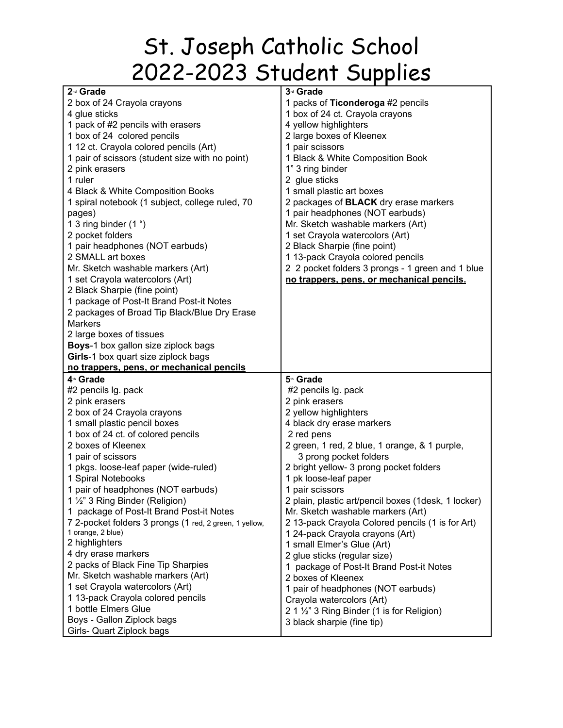# St. Joseph Catholic School
# 2022-2023 Student Supplies

## 2nd Grade

2 box of 24 Crayola crayons
4 glue sticks
1 pack of #2 pencils with erasers
1 box of 24 colored pencils
1 12 ct. Crayola colored pencils (Art)
1 pair of scissors (student size with no point)
2 pink erasers
1 ruler
4 Black & White Composition Books
1 spiral notebook (1 subject, college ruled, 70 pages)
1 3 ring binder (1 ")
2 pocket folders
1 pair headphones (NOT earbuds)
2 SMALL art boxes
Mr. Sketch washable markers (Art)
1 set Crayola watercolors (Art)
2 Black Sharpie (fine point)
1 package of Post-It Brand Post-it Notes
2 packages of Broad Tip Black/Blue Dry Erase Markers
2 large boxes of tissues
**Boys**-1 box gallon size ziplock bags
**Girls**-1 box quart size ziplock bags
**no trappers, pens, or mechanical pencils**

## 3rd Grade

1 packs of **Ticonderoga** #2 pencils
1 box of 24 ct. Crayola crayons
4 yellow highlighters
2 large boxes of Kleenex
1 pair scissors
1 Black & White Composition Book
1" 3 ring binder
2 glue sticks
1 small plastic art boxes
2 packages of **BLACK** dry erase markers
1 pair headphones (NOT earbuds)
Mr. Sketch washable markers (Art)
1 set Crayola watercolors (Art)
2 Black Sharpie (fine point)
1 13-pack Crayola colored pencils
2 2 pocket folders 3 prongs - 1 green and 1 blue
**no trappers, pens, or mechanical pencils.**

## 4th Grade

#2 pencils lg. pack
2 pink erasers
2 box of 24 Crayola crayons
1 small plastic pencil boxes
1 box of 24 ct. of colored pencils
2 boxes of Kleenex
1 pair of scissors
1 pkgs. loose-leaf paper (wide-ruled)
1 Spiral Notebooks
1 pair of headphones (NOT earbuds)
1 ½" 3 Ring Binder (Religion)
1 package of Post-It Brand Post-it Notes
7 2-pocket folders 3 prongs (1 red, 2 green, 1 yellow, 1 orange, 2 blue)
2 highlighters
4 dry erase markers
2 packs of Black Fine Tip Sharpies
Mr. Sketch washable markers (Art)
1 set Crayola watercolors (Art)
1 13-pack Crayola colored pencils
1 bottle Elmers Glue
Boys - Gallon Ziplock bags
Girls- Quart Ziplock bags

## 5th Grade

#2 pencils lg. pack
2 pink erasers
2 yellow highlighters
4 black dry erase markers
2 red pens
2 green, 1 red, 2 blue, 1 orange, & 1 purple, 3 prong pocket folders
2 bright yellow- 3 prong pocket folders
1 pk loose-leaf paper
1 pair scissors
2 plain, plastic art/pencil boxes (1desk, 1 locker)
Mr. Sketch washable markers (Art)
2 13-pack Crayola Colored pencils (1 is for Art)
1 24-pack Crayola crayons (Art)
1 small Elmer's Glue (Art)
2 glue sticks (regular size)
1 package of Post-It Brand Post-it Notes
2 boxes of Kleenex
1 pair of headphones (NOT earbuds)
Crayola watercolors (Art)
2 1 ½" 3 Ring Binder (1 is for Religion)
3 black sharpie (fine tip)